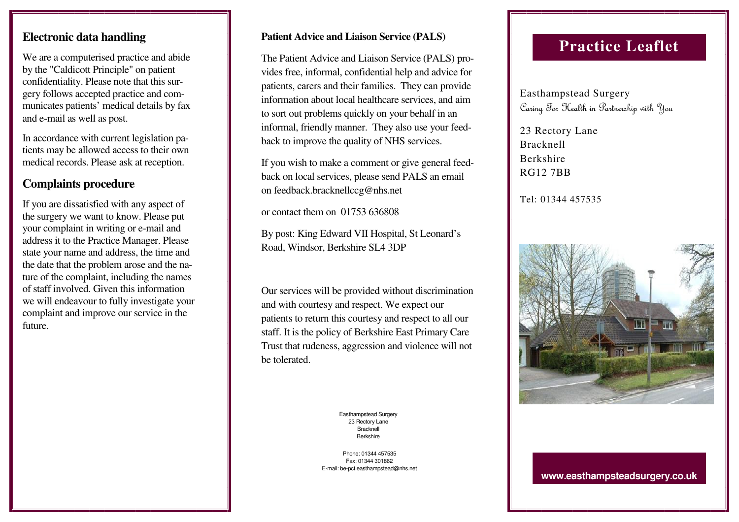## Electronic data handling

We are a computerised practice and abide by the "Caldicott Principle" on patient confidentiality. Please note that this surgery follows accepted practice and communicates patients' medical details by fax and e-mail as well as post.

In accordance with current legislation patients may be allowed access to their own medical records. Please ask at reception.

## Complaints procedure

If you are dissatisfied with any aspect of the surgery we want to know. Please put your complaint in writing or e-mail and address it to the Practice Manager. Please state your name and address, the time and the date that the problem arose and the nature of the complaint, including the names of staff involved. Given this information we will endeavour to fully investigate your complaint and improve our service in the future.

**Patient Advice and Liaison Service (PALS)**

The Patient Advice and Liaison Service (PALS) provides free, informal, confidential help and advice for patients, carers and their families. They can provide information about local healthcare services, and aim to sort out problems quickly on your behalf in an informal, friendly manner. They also use your feedback to improve the quality of NHS services.

If you wish to make a comment or give general feedback on local services, please send PALS an email on feedback.bracknellccg@nhs.net

or contact them on 01753 636808

By post: King Edward VII Hospital, St Leonard's Road, Windsor, Berkshire SL4 3DP

Our services will be provided without discrimination and with courtesy and respect. We expect our patients to return this courtesy and respect to all our staff. It is the policy of Berkshire East Primary Care Trust that rudeness, aggression and violence will not be tolerated.

Easthampstead Surgery
23 Rectory Lane
Bracknell
Berkshire

Phone: 01344 457535
Fax: 01344 301862
E-mail: be-pct.easthampstead@nhs.net

# Practice Leaflet

Easthampstead Surgery
*Caring For Health in Partnership with You*

23 Rectory Lane
Bracknell
Berkshire
RG12 7BB

Tel: 01344 457535

**www.easthampsteadsurgery.co.uk**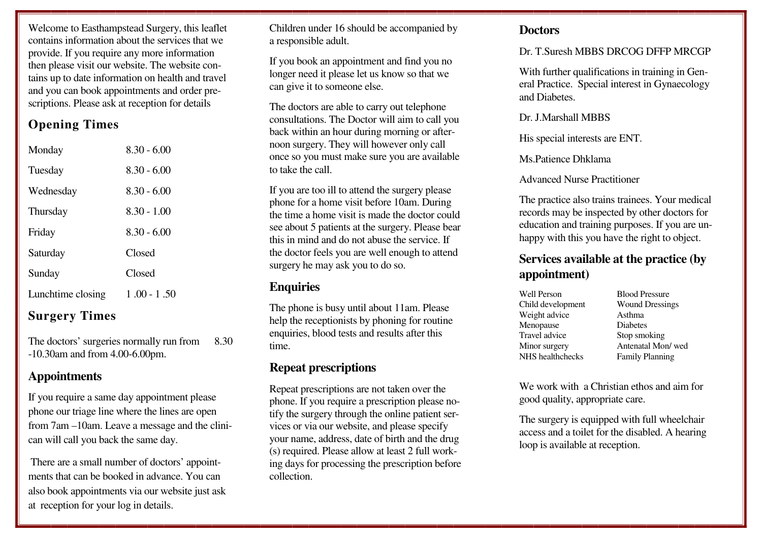Welcome to Easthampstead Surgery, this leaflet contains information about the services that we provide. If you require any more information then please visit our website. The website contains up to date information on health and travel and you can book appointments and order prescriptions. Please ask at reception for details

## Opening Times

| | |
|---|---|
| Monday | 8.30 - 6.00 |
| Tuesday | 8.30 - 6.00 |
| Wednesday | 8.30 - 6.00 |
| Thursday | 8.30 - 1.00 |
| Friday | 8.30 - 6.00 |
| Saturday | Closed |
| Sunday | Closed |
| Lunchtime closing | 1 .00 - 1 .50 |

## Surgery Times

The doctors' surgeries normally run from 8.30 -10.30am and from 4.00-6.00pm.

## Appointments

If you require a same day appointment please phone our triage line where the lines are open from 7am –10am. Leave a message and the clinican will call you back the same day.

There are a small number of doctors' appointments that can be booked in advance. You can also book appointments via our website just ask at reception for your log in details.

Children under 16 should be accompanied by a responsible adult.

If you book an appointment and find you no longer need it please let us know so that we can give it to someone else.

The doctors are able to carry out telephone consultations. The Doctor will aim to call you back within an hour during morning or afternoon surgery. They will however only call once so you must make sure you are available to take the call.

If you are too ill to attend the surgery please phone for a home visit before 10am. During the time a home visit is made the doctor could see about 5 patients at the surgery. Please bear this in mind and do not abuse the service. If the doctor feels you are well enough to attend surgery he may ask you to do so.

## Enquiries

The phone is busy until about 11am. Please help the receptionists by phoning for routine enquiries, blood tests and results after this time.

## Repeat prescriptions

Repeat prescriptions are not taken over the phone. If you require a prescription please notify the surgery through the online patient services or via our website, and please specify your name, address, date of birth and the drug (s) required. Please allow at least 2 full working days for processing the prescription before collection.

## Doctors

Dr. T.Suresh MBBS DRCOG DFFP MRCGP

With further qualifications in training in General Practice. Special interest in Gynaecology and Diabetes.

Dr. J.Marshall MBBS

His special interests are ENT.

Ms.Patience Dhklama

Advanced Nurse Practitioner

The practice also trains trainees. Your medical records may be inspected by other doctors for education and training purposes. If you are unhappy with this you have the right to object.

## Services available at the practice (by appointment)

| | |
|---|---|
| Well Person | Blood Pressure |
| Child development | Wound Dressings |
| Weight advice | Asthma |
| Menopause | Diabetes |
| Travel advice | Stop smoking |
| Minor surgery | Antenatal Mon/ wed |
| NHS healthchecks | Family Planning |

We work with a Christian ethos and aim for good quality, appropriate care.

The surgery is equipped with full wheelchair access and a toilet for the disabled. A hearing loop is available at reception.